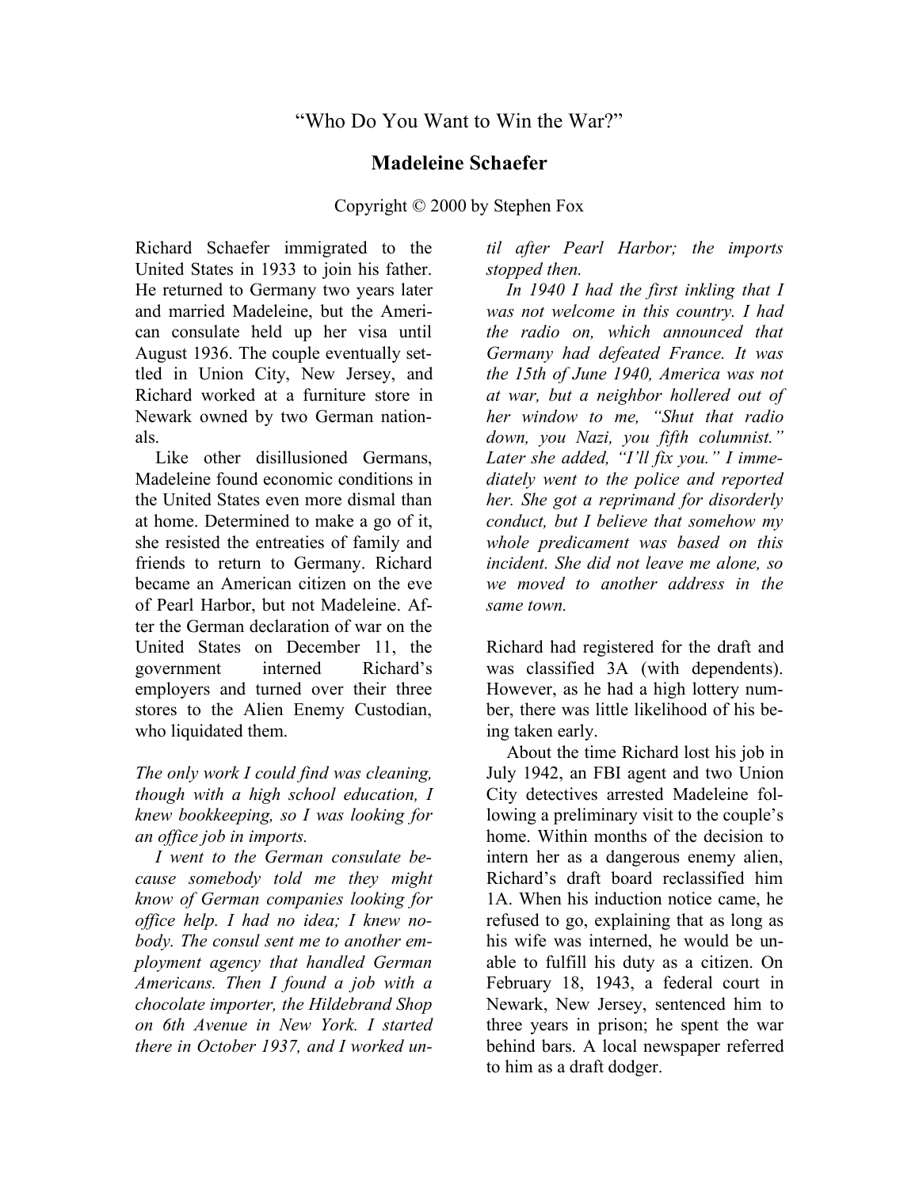# "Who Do You Want to Win the War?"

## Madeleine Schaefer

Copyright © 2000 by Stephen Fox

Richard Schaefer immigrated to the United States in 1933 to join his father. He returned to Germany two years later and married Madeleine, but the American consulate held up her visa until August 1936. The couple eventually settled in Union City, New Jersey, and Richard worked at a furniture store in Newark owned by two German nationals.

Like other disillusioned Germans, Madeleine found economic conditions in the United States even more dismal than at home. Determined to make a go of it, she resisted the entreaties of family and friends to return to Germany. Richard became an American citizen on the eve of Pearl Harbor, but not Madeleine. After the German declaration of war on the United States on December 11, the government interned Richard's employers and turned over their three stores to the Alien Enemy Custodian, who liquidated them.

*The only work I could find was cleaning, though with a high school education, I knew bookkeeping, so I was looking for an office job in imports.*

*I went to the German consulate because somebody told me they might know of German companies looking for office help. I had no idea; I knew nobody. The consul sent me to another employment agency that handled German Americans. Then I found a job with a chocolate importer, the Hildebrand Shop on 6th Avenue in New York. I started there in October 1937, and I worked until after Pearl Harbor; the imports stopped then.*

*In 1940 I had the first inkling that I was not welcome in this country. I had the radio on, which announced that Germany had defeated France. It was the 15th of June 1940, America was not at war, but a neighbor hollered out of her window to me, "Shut that radio down, you Nazi, you fifth columnist." Later she added, "I'll fix you." I immediately went to the police and reported her. She got a reprimand for disorderly conduct, but I believe that somehow my whole predicament was based on this incident. She did not leave me alone, so we moved to another address in the same town.*

Richard had registered for the draft and was classified 3A (with dependents). However, as he had a high lottery number, there was little likelihood of his being taken early.

About the time Richard lost his job in July 1942, an FBI agent and two Union City detectives arrested Madeleine following a preliminary visit to the couple's home. Within months of the decision to intern her as a dangerous enemy alien, Richard's draft board reclassified him 1A. When his induction notice came, he refused to go, explaining that as long as his wife was interned, he would be unable to fulfill his duty as a citizen. On February 18, 1943, a federal court in Newark, New Jersey, sentenced him to three years in prison; he spent the war behind bars. A local newspaper referred to him as a draft dodger.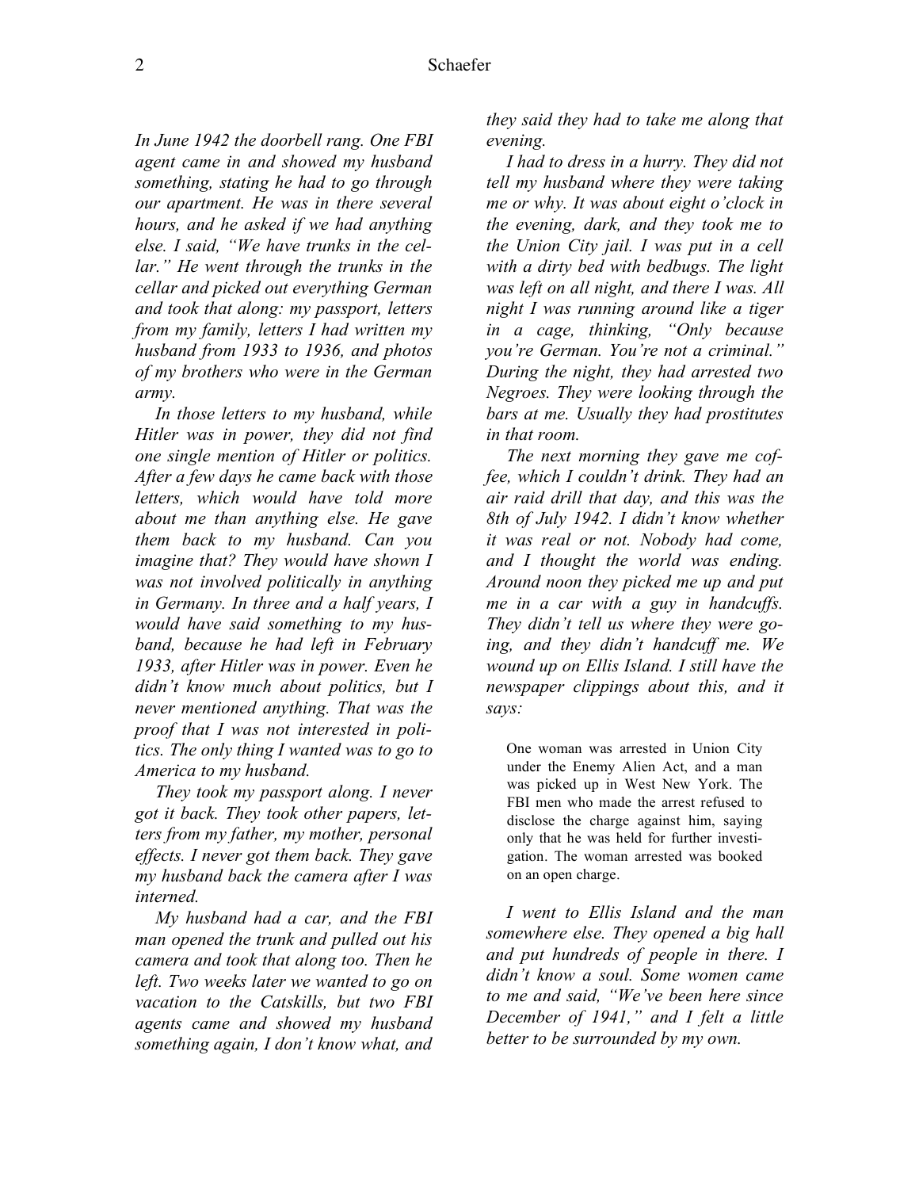*In June 1942 the doorbell rang. One FBI agent came in and showed my husband something, stating he had to go through our apartment. He was in there several hours, and he asked if we had anything else. I said, "We have trunks in the cellar." He went through the trunks in the cellar and picked out everything German and took that along: my passport, letters from my family, letters I had written my husband from 1933 to 1936, and photos of my brothers who were in the German army.*

*In those letters to my husband, while Hitler was in power, they did not find one single mention of Hitler or politics. After a few days he came back with those letters, which would have told more about me than anything else. He gave them back to my husband. Can you imagine that? They would have shown I was not involved politically in anything in Germany. In three and a half years, I would have said something to my husband, because he had left in February 1933, after Hitler was in power. Even he didn't know much about politics, but I never mentioned anything. That was the proof that I was not interested in politics. The only thing I wanted was to go to America to my husband.*

*They took my passport along. I never got it back. They took other papers, letters from my father, my mother, personal effects. I never got them back. They gave my husband back the camera after I was interned.*

*My husband had a car, and the FBI man opened the trunk and pulled out his camera and took that along too. Then he left. Two weeks later we wanted to go on vacation to the Catskills, but two FBI agents came and showed my husband something again, I don't know what, and they said they had to take me along that evening.*

*I had to dress in a hurry. They did not tell my husband where they were taking me or why. It was about eight o'clock in the evening, dark, and they took me to the Union City jail. I was put in a cell with a dirty bed with bedbugs. The light was left on all night, and there I was. All night I was running around like a tiger in a cage, thinking, "Only because you're German. You're not a criminal." During the night, they had arrested two Negroes. They were looking through the bars at me. Usually they had prostitutes in that room.*

*The next morning they gave me coffee, which I couldn't drink. They had an air raid drill that day, and this was the 8th of July 1942. I didn't know whether it was real or not. Nobody had come, and I thought the world was ending. Around noon they picked me up and put me in a car with a guy in handcuffs. They didn't tell us where they were going, and they didn't handcuff me. We wound up on Ellis Island. I still have the newspaper clippings about this, and it says:*

> One woman was arrested in Union City under the Enemy Alien Act, and a man was picked up in West New York. The FBI men who made the arrest refused to disclose the charge against him, saying only that he was held for further investigation. The woman arrested was booked on an open charge.

*I went to Ellis Island and the man somewhere else. They opened a big hall and put hundreds of people in there. I didn't know a soul. Some women came to me and said, "We've been here since December of 1941," and I felt a little better to be surrounded by my own.*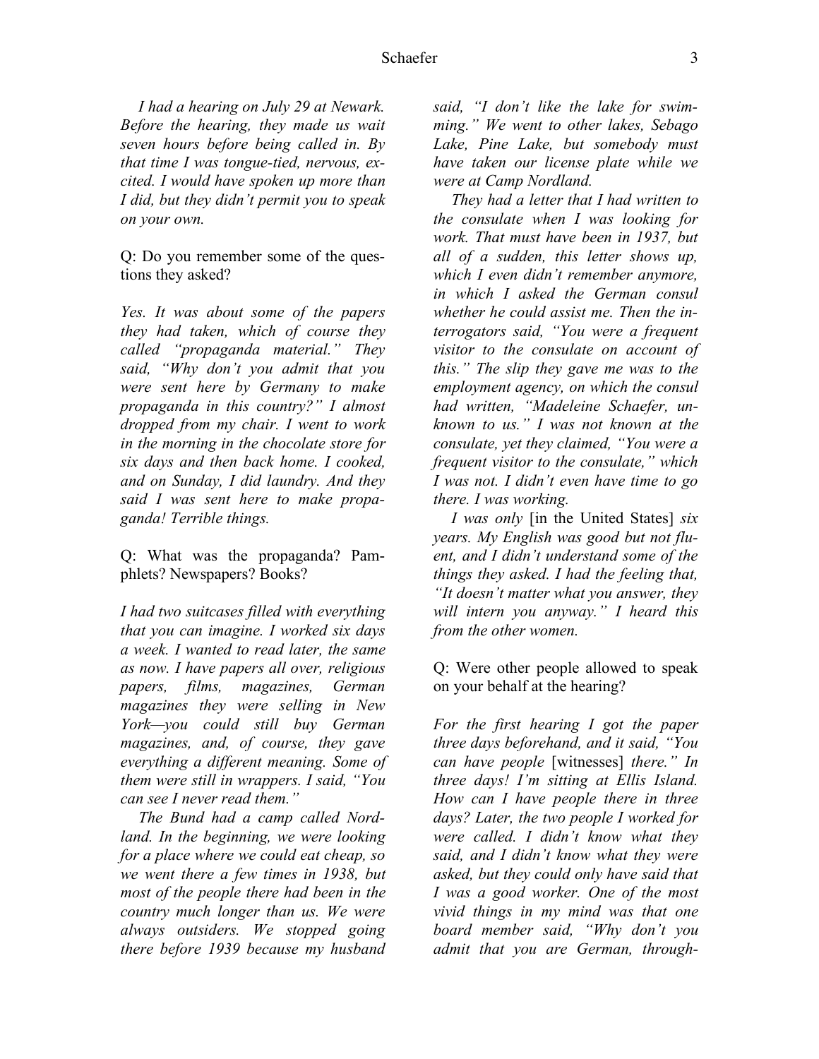*I had a hearing on July 29 at Newark. Before the hearing, they made us wait seven hours before being called in. By that time I was tongue-tied, nervous, excited. I would have spoken up more than I did, but they didn't permit you to speak on your own.*

Q: Do you remember some of the questions they asked?

*Yes. It was about some of the papers they had taken, which of course they called "propaganda material." They said, "Why don't you admit that you were sent here by Germany to make propaganda in this country?" I almost dropped from my chair. I went to work in the morning in the chocolate store for six days and then back home. I cooked, and on Sunday, I did laundry. And they said I was sent here to make propaganda! Terrible things.*

Q: What was the propaganda? Pamphlets? Newspapers? Books?

*I had two suitcases filled with everything that you can imagine. I worked six days a week. I wanted to read later, the same as now. I have papers all over, religious papers, films, magazines, German magazines they were selling in New York—you could still buy German magazines, and, of course, they gave everything a different meaning. Some of them were still in wrappers. I said, "You can see I never read them."*

*The Bund had a camp called Nordland. In the beginning, we were looking for a place where we could eat cheap, so we went there a few times in 1938, but most of the people there had been in the country much longer than us. We were always outsiders. We stopped going there before 1939 because my husband said, "I don't like the lake for swimming." We went to other lakes, Sebago Lake, Pine Lake, but somebody must have taken our license plate while we were at Camp Nordland.*

*They had a letter that I had written to the consulate when I was looking for work. That must have been in 1937, but all of a sudden, this letter shows up, which I even didn't remember anymore, in which I asked the German consul whether he could assist me. Then the interrogators said, "You were a frequent visitor to the consulate on account of this." The slip they gave me was to the employment agency, on which the consul had written, "Madeleine Schaefer, unknown to us." I was not known at the consulate, yet they claimed, "You were a frequent visitor to the consulate," which I was not. I didn't even have time to go there. I was working.*

*I was only* [in the United States] *six years. My English was good but not fluent, and I didn't understand some of the things they asked. I had the feeling that, "It doesn't matter what you answer, they will intern you anyway." I heard this from the other women.*

Q: Were other people allowed to speak on your behalf at the hearing?

*For the first hearing I got the paper three days beforehand, and it said, "You can have people* [witnesses] *there." In three days! I'm sitting at Ellis Island. How can I have people there in three days? Later, the two people I worked for were called. I didn't know what they said, and I didn't know what they were asked, but they could only have said that I was a good worker. One of the most vivid things in my mind was that one board member said, "Why don't you admit that you are German, through-*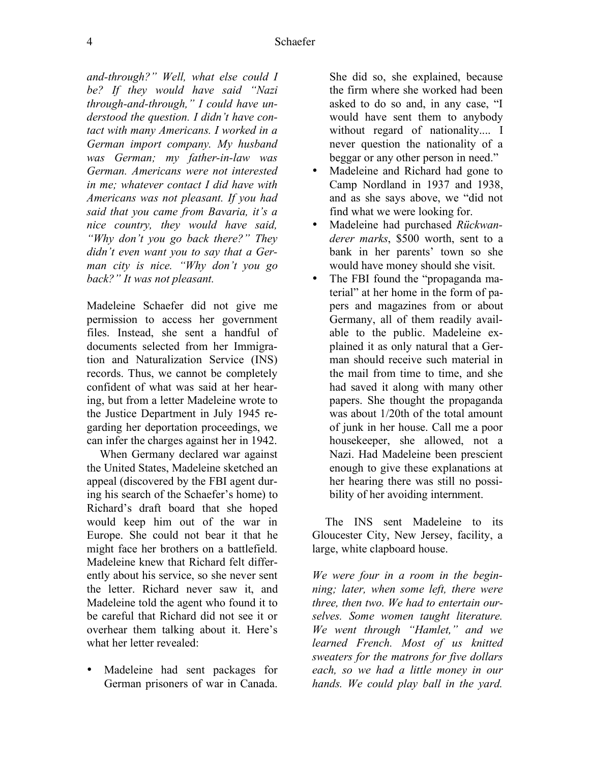*and-through?" Well, what else could I be? If they would have said "Nazi through-and-through," I could have understood the question. I didn't have contact with many Americans. I worked in a German import company. My husband was German; my father-in-law was German. Americans were not interested in me; whatever contact I did have with Americans was not pleasant. If you had said that you came from Bavaria, it's a nice country, they would have said, "Why don't you go back there?" They didn't even want you to say that a German city is nice. "Why don't you go back?" It was not pleasant.*

Madeleine Schaefer did not give me permission to access her government files. Instead, she sent a handful of documents selected from her Immigration and Naturalization Service (INS) records. Thus, we cannot be completely confident of what was said at her hearing, but from a letter Madeleine wrote to the Justice Department in July 1945 regarding her deportation proceedings, we can infer the charges against her in 1942.

When Germany declared war against the United States, Madeleine sketched an appeal (discovered by the FBI agent during his search of the Schaefer's home) to Richard's draft board that she hoped would keep him out of the war in Europe. She could not bear it that he might face her brothers on a battlefield. Madeleine knew that Richard felt differently about his service, so she never sent the letter. Richard never saw it, and Madeleine told the agent who found it to be careful that Richard did not see it or overhear them talking about it. Here's what her letter revealed:

- Madeleine had sent packages for German prisoners of war in Canada. She did so, she explained, because the firm where she worked had been asked to do so and, in any case, "I would have sent them to anybody without regard of nationality.... I never question the nationality of a beggar or any other person in need."
- Madeleine and Richard had gone to Camp Nordland in 1937 and 1938, and as she says above, we "did not find what we were looking for.
- Madeleine had purchased *Rückwanderer marks*, $500 worth, sent to a bank in her parents' town so she would have money should she visit.
- The FBI found the "propaganda material" at her home in the form of papers and magazines from or about Germany, all of them readily available to the public. Madeleine explained it as only natural that a German should receive such material in the mail from time to time, and she had saved it along with many other papers. She thought the propaganda was about 1/20th of the total amount of junk in her house. Call me a poor housekeeper, she allowed, not a Nazi. Had Madeleine been prescient enough to give these explanations at her hearing there was still no possibility of her avoiding internment.

The INS sent Madeleine to its Gloucester City, New Jersey, facility, a large, white clapboard house.

*We were four in a room in the beginning; later, when some left, there were three, then two. We had to entertain ourselves. Some women taught literature. We went through "Hamlet," and we learned French. Most of us knitted sweaters for the matrons for five dollars each, so we had a little money in our hands. We could play ball in the yard.*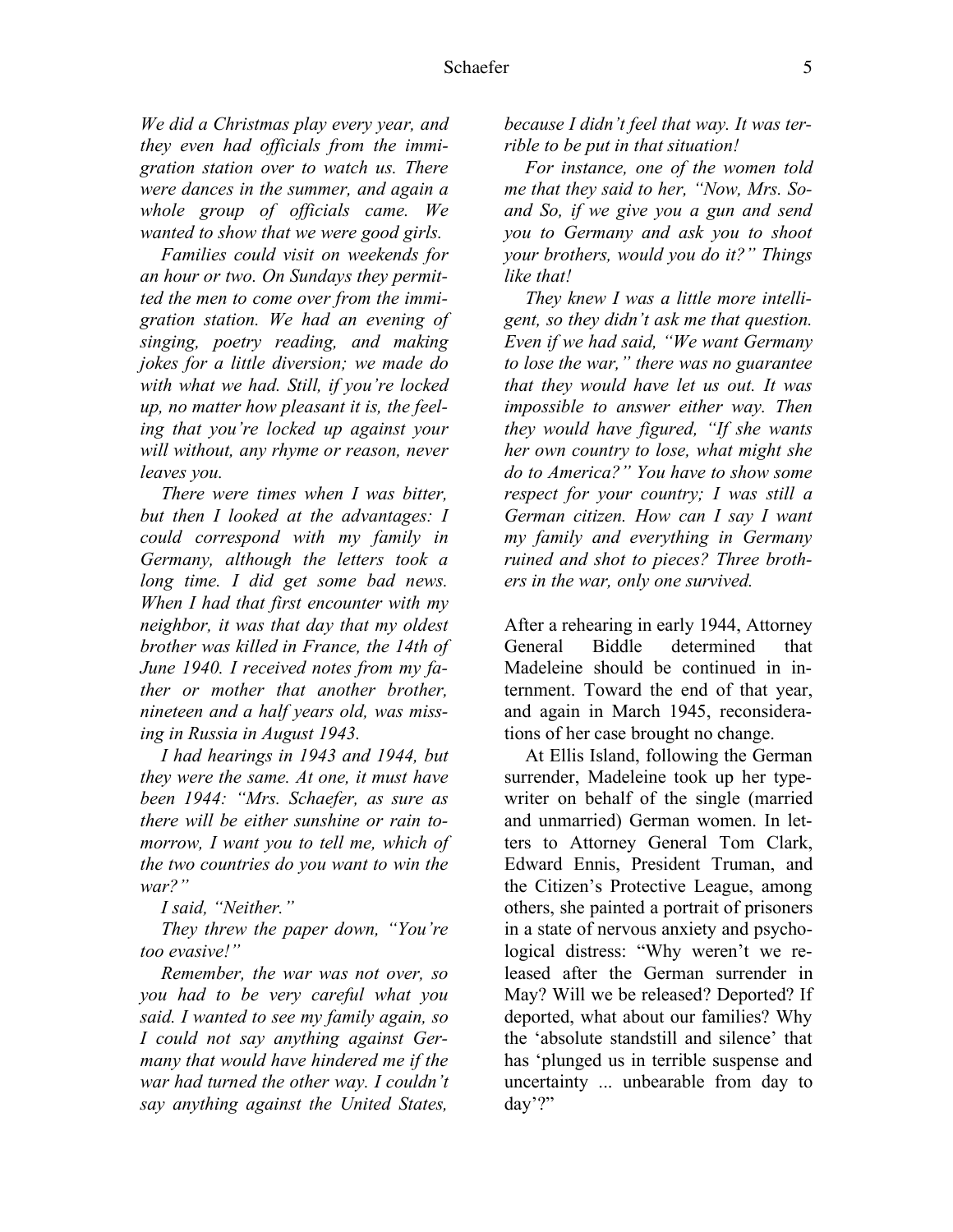*We did a Christmas play every year, and they even had officials from the immigration station over to watch us. There were dances in the summer, and again a whole group of officials came. We wanted to show that we were good girls.*

*Families could visit on weekends for an hour or two. On Sundays they permitted the men to come over from the immigration station. We had an evening of singing, poetry reading, and making jokes for a little diversion; we made do with what we had. Still, if you're locked up, no matter how pleasant it is, the feeling that you're locked up against your will without, any rhyme or reason, never leaves you.*

*There were times when I was bitter, but then I looked at the advantages: I could correspond with my family in Germany, although the letters took a long time. I did get some bad news. When I had that first encounter with my neighbor, it was that day that my oldest brother was killed in France, the 14th of June 1940. I received notes from my father or mother that another brother, nineteen and a half years old, was missing in Russia in August 1943.*

*I had hearings in 1943 and 1944, but they were the same. At one, it must have been 1944: "Mrs. Schaefer, as sure as there will be either sunshine or rain tomorrow, I want you to tell me, which of the two countries do you want to win the war?"*

*I said, "Neither."*

*They threw the paper down, "You're too evasive!"*

*Remember, the war was not over, so you had to be very careful what you said. I wanted to see my family again, so I could not say anything against Germany that would have hindered me if the war had turned the other way. I couldn't say anything against the United States, because I didn't feel that way. It was terrible to be put in that situation!*

*For instance, one of the women told me that they said to her, "Now, Mrs. So-and So, if we give you a gun and send you to Germany and ask you to shoot your brothers, would you do it?" Things like that!*

*They knew I was a little more intelligent, so they didn't ask me that question. Even if we had said, "We want Germany to lose the war," there was no guarantee that they would have let us out. It was impossible to answer either way. Then they would have figured, "If she wants her own country to lose, what might she do to America?" You have to show some respect for your country; I was still a German citizen. How can I say I want my family and everything in Germany ruined and shot to pieces? Three brothers in the war, only one survived.*

After a rehearing in early 1944, Attorney General Biddle determined that Madeleine should be continued in internment. Toward the end of that year, and again in March 1945, reconsiderations of her case brought no change.

At Ellis Island, following the German surrender, Madeleine took up her typewriter on behalf of the single (married and unmarried) German women. In letters to Attorney General Tom Clark, Edward Ennis, President Truman, and the Citizen's Protective League, among others, she painted a portrait of prisoners in a state of nervous anxiety and psychological distress: "Why weren't we released after the German surrender in May? Will we be released? Deported? If deported, what about our families? Why the 'absolute standstill and silence' that has 'plunged us in terrible suspense and uncertainty ... unbearable from day to day'?"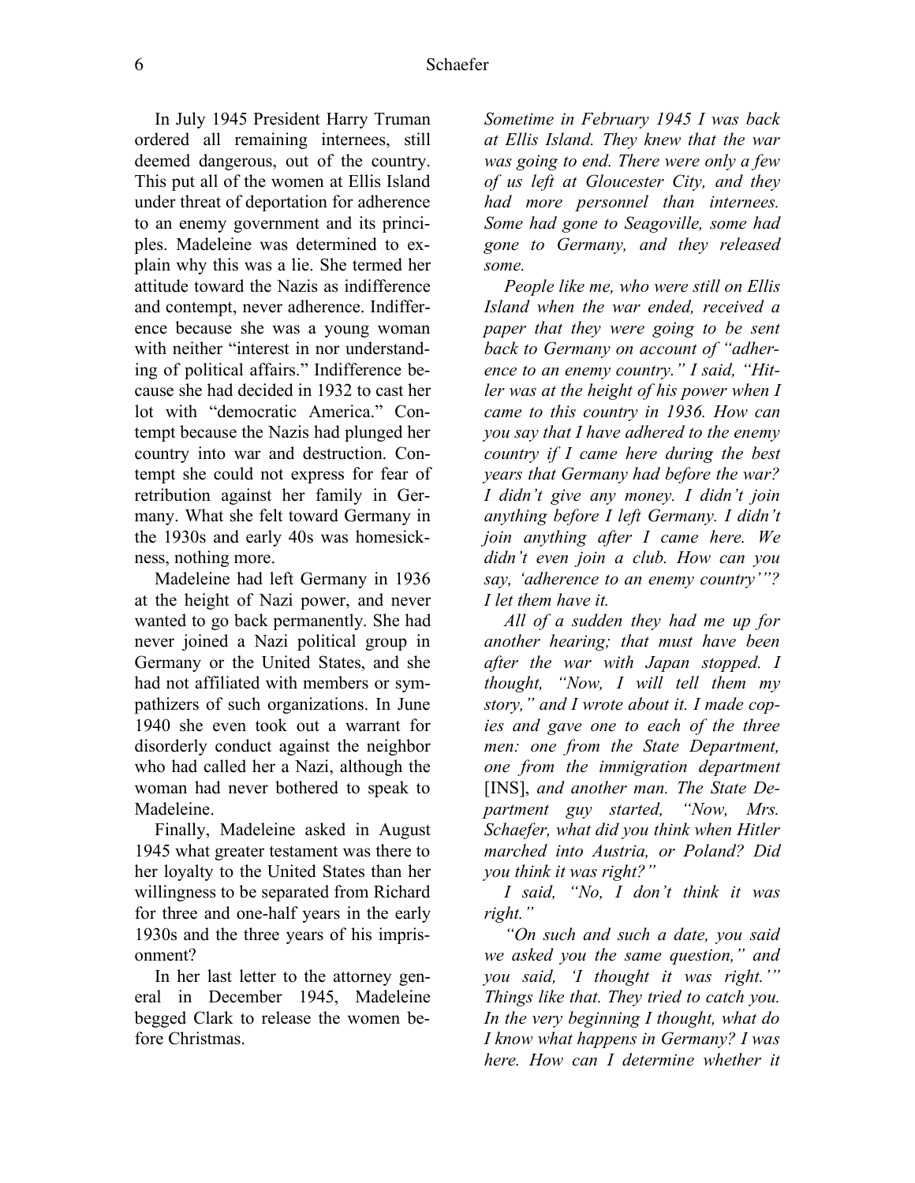In July 1945 President Harry Truman ordered all remaining internees, still deemed dangerous, out of the country. This put all of the women at Ellis Island under threat of deportation for adherence to an enemy government and its principles. Madeleine was determined to explain why this was a lie. She termed her attitude toward the Nazis as indifference and contempt, never adherence. Indifference because she was a young woman with neither "interest in nor understanding of political affairs." Indifference because she had decided in 1932 to cast her lot with "democratic America." Contempt because the Nazis had plunged her country into war and destruction. Contempt she could not express for fear of retribution against her family in Germany. What she felt toward Germany in the 1930s and early 40s was homesickness, nothing more.

Madeleine had left Germany in 1936 at the height of Nazi power, and never wanted to go back permanently. She had never joined a Nazi political group in Germany or the United States, and she had not affiliated with members or sympathizers of such organizations. In June 1940 she even took out a warrant for disorderly conduct against the neighbor who had called her a Nazi, although the woman had never bothered to speak to Madeleine.

Finally, Madeleine asked in August 1945 what greater testament was there to her loyalty to the United States than her willingness to be separated from Richard for three and one-half years in the early 1930s and the three years of his imprisonment?

In her last letter to the attorney general in December 1945, Madeleine begged Clark to release the women before Christmas.

*Sometime in February 1945 I was back at Ellis Island. They knew that the war was going to end. There were only a few of us left at Gloucester City, and they had more personnel than internees. Some had gone to Seagoville, some had gone to Germany, and they released some.*

*People like me, who were still on Ellis Island when the war ended, received a paper that they were going to be sent back to Germany on account of "adherence to an enemy country." I said, "Hitler was at the height of his power when I came to this country in 1936. How can you say that I have adhered to the enemy country if I came here during the best years that Germany had before the war? I didn't give any money. I didn't join anything before I left Germany. I didn't join anything after I came here. We didn't even join a club. How can you say, 'adherence to an enemy country'"? I let them have it.*

*All of a sudden they had me up for another hearing; that must have been after the war with Japan stopped. I thought, "Now, I will tell them my story," and I wrote about it. I made copies and gave one to each of the three men: one from the State Department, one from the immigration department* [INS], *and another man. The State Department guy started, "Now, Mrs. Schaefer, what did you think when Hitler marched into Austria, or Poland? Did you think it was right?"*

*I said, "No, I don't think it was right."*

*"On such and such a date, you said we asked you the same question," and you said, 'I thought it was right.'" Things like that. They tried to catch you. In the very beginning I thought, what do I know what happens in Germany? I was here. How can I determine whether it*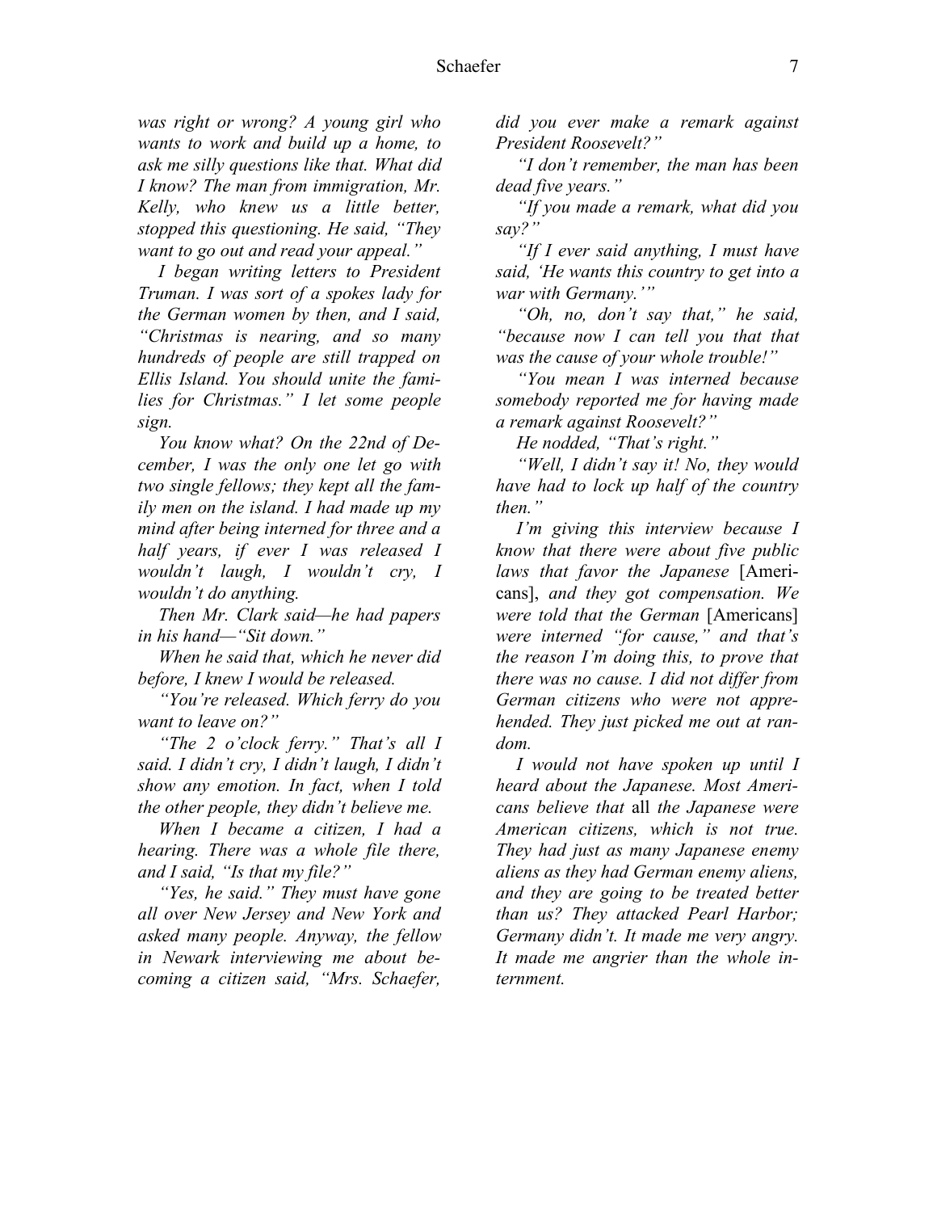*was right or wrong? A young girl who wants to work and build up a home, to ask me silly questions like that. What did I know? The man from immigration, Mr. Kelly, who knew us a little better, stopped this questioning. He said, "They want to go out and read your appeal."*

*I began writing letters to President Truman. I was sort of a spokes lady for the German women by then, and I said, "Christmas is nearing, and so many hundreds of people are still trapped on Ellis Island. You should unite the families for Christmas." I let some people sign.*

*You know what? On the 22nd of December, I was the only one let go with two single fellows; they kept all the family men on the island. I had made up my mind after being interned for three and a half years, if ever I was released I wouldn't laugh, I wouldn't cry, I wouldn't do anything.*

*Then Mr. Clark said—he had papers in his hand—"Sit down."*

*When he said that, which he never did before, I knew I would be released.*

*"You're released. Which ferry do you want to leave on?"*

*"The 2 o'clock ferry." That's all I said. I didn't cry, I didn't laugh, I didn't show any emotion. In fact, when I told the other people, they didn't believe me.*

*When I became a citizen, I had a hearing. There was a whole file there, and I said, "Is that my file?"*

*"Yes, he said." They must have gone all over New Jersey and New York and asked many people. Anyway, the fellow in Newark interviewing me about becoming a citizen said, "Mrs. Schaefer, did you ever make a remark against President Roosevelt?"*

*"I don't remember, the man has been dead five years."*

*"If you made a remark, what did you say?"*

*"If I ever said anything, I must have said, 'He wants this country to get into a war with Germany.'"*

*"Oh, no, don't say that," he said, "because now I can tell you that that was the cause of your whole trouble!"*

*"You mean I was interned because somebody reported me for having made a remark against Roosevelt?"*

*He nodded, "That's right."*

*"Well, I didn't say it! No, they would have had to lock up half of the country then."*

*I'm giving this interview because I know that there were about five public laws that favor the Japanese* [Americans], *and they got compensation. We were told that the German* [Americans] *were interned "for cause," and that's the reason I'm doing this, to prove that there was no cause. I did not differ from German citizens who were not apprehended. They just picked me out at random.*

*I would not have spoken up until I heard about the Japanese. Most Americans believe that* all *the Japanese were American citizens, which is not true. They had just as many Japanese enemy aliens as they had German enemy aliens, and they are going to be treated better than us? They attacked Pearl Harbor; Germany didn't. It made me very angry. It made me angrier than the whole internment.*